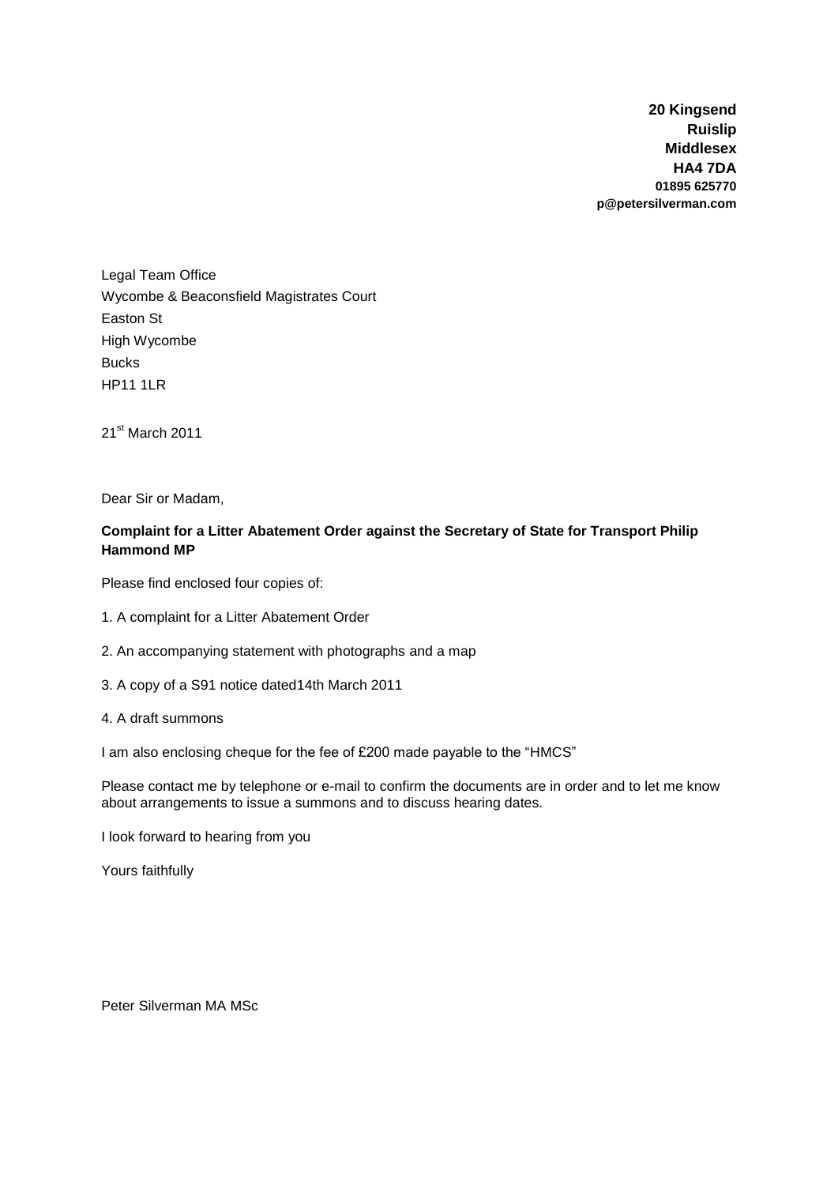**20 Kingsend**
**Ruislip**
**Middlesex**
**HA4 7DA**
**01895 625770**
**p@petersilverman.com**

Legal Team Office
Wycombe & Beaconsfield Magistrates Court
Easton St
High Wycombe
Bucks
HP11 1LR

21st March 2011

Dear Sir or Madam,

**Complaint for a Litter Abatement Order against the Secretary of State for Transport Philip Hammond MP**

Please find enclosed four copies of:

1. A complaint for a Litter Abatement Order

2. An accompanying statement with photographs and a map

3. A copy of a S91 notice dated14th March 2011

4. A draft summons

I am also enclosing cheque for the fee of £200 made payable to the "HMCS"

Please contact me by telephone or e-mail to confirm the documents are in order and to let me know about arrangements to issue a summons and to discuss hearing dates.

I look forward to hearing from you

Yours faithfully

Peter Silverman MA MSc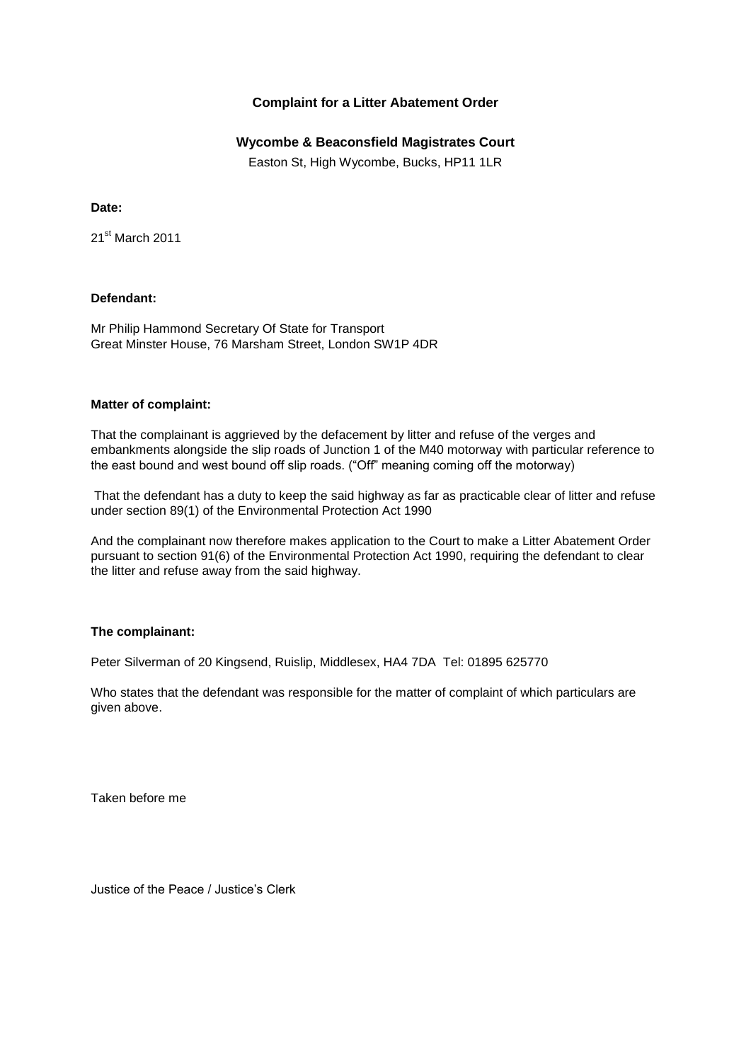### Complaint for a Litter Abatement Order

**Wycombe & Beaconsfield Magistrates Court**

Easton St, High Wycombe, Bucks, HP11 1LR

**Date:**

21st March 2011

**Defendant:**

Mr Philip Hammond Secretary Of State for Transport
Great Minster House, 76 Marsham Street, London SW1P 4DR

**Matter of complaint:**

That the complainant is aggrieved by the defacement by litter and refuse of the verges and embankments alongside the slip roads of Junction 1 of the M40 motorway with particular reference to the east bound and west bound off slip roads. ("Off" meaning coming off the motorway)

That the defendant has a duty to keep the said highway as far as practicable clear of litter and refuse under section 89(1) of the Environmental Protection Act 1990

And the complainant now therefore makes application to the Court to make a Litter Abatement Order pursuant to section 91(6) of the Environmental Protection Act 1990, requiring the defendant to clear the litter and refuse away from the said highway.

**The complainant:**

Peter Silverman of 20 Kingsend, Ruislip, Middlesex, HA4 7DA Tel: 01895 625770

Who states that the defendant was responsible for the matter of complaint of which particulars are given above.

Taken before me

Justice of the Peace / Justice's Clerk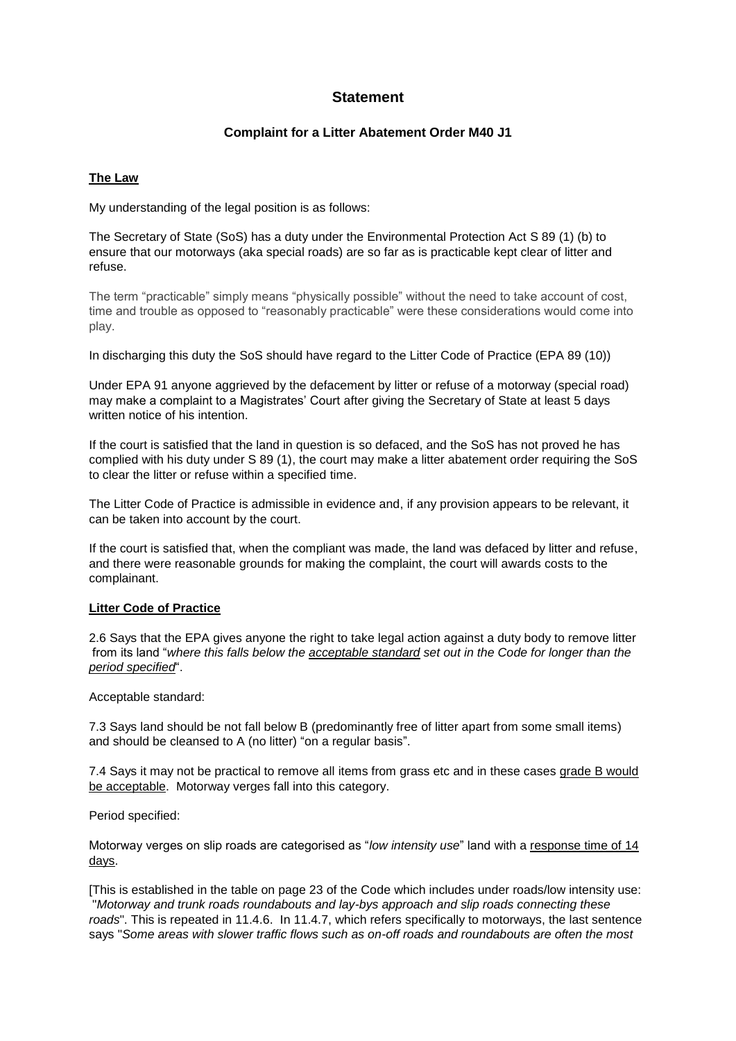## Statement

### Complaint for a Litter Abatement Order M40 J1

**The Law**

My understanding of the legal position is as follows:

The Secretary of State (SoS) has a duty under the Environmental Protection Act S 89 (1) (b) to ensure that our motorways (aka special roads) are so far as is practicable kept clear of litter and refuse.

The term "practicable" simply means "physically possible" without the need to take account of cost, time and trouble as opposed to "reasonably practicable" were these considerations would come into play.

In discharging this duty the SoS should have regard to the Litter Code of Practice (EPA 89 (10))

Under EPA 91 anyone aggrieved by the defacement by litter or refuse of a motorway (special road) may make a complaint to a Magistrates' Court after giving the Secretary of State at least 5 days written notice of his intention.

If the court is satisfied that the land in question is so defaced, and the SoS has not proved he has complied with his duty under S 89 (1), the court may make a litter abatement order requiring the SoS to clear the litter or refuse within a specified time.

The Litter Code of Practice is admissible in evidence and, if any provision appears to be relevant, it can be taken into account by the court.

If the court is satisfied that, when the compliant was made, the land was defaced by litter and refuse, and there were reasonable grounds for making the complaint, the court will awards costs to the complainant.

**Litter Code of Practice**

2.6 Says that the EPA gives anyone the right to take legal action against a duty body to remove litter from its land "*where this falls below the acceptable standard set out in the Code for longer than the period specified*".

Acceptable standard:

7.3 Says land should be not fall below B (predominantly free of litter apart from some small items) and should be cleansed to A (no litter) "on a regular basis".

7.4 Says it may not be practical to remove all items from grass etc and in these cases grade B would be acceptable. Motorway verges fall into this category.

Period specified:

Motorway verges on slip roads are categorised as "*low intensity use*" land with a response time of 14 days.

[This is established in the table on page 23 of the Code which includes under roads/low intensity use: "*Motorway and trunk roads roundabouts and lay-bys approach and slip roads connecting these roads*". This is repeated in 11.4.6. In 11.4.7, which refers specifically to motorways, the last sentence says "*Some areas with slower traffic flows such as on-off roads and roundabouts are often the most*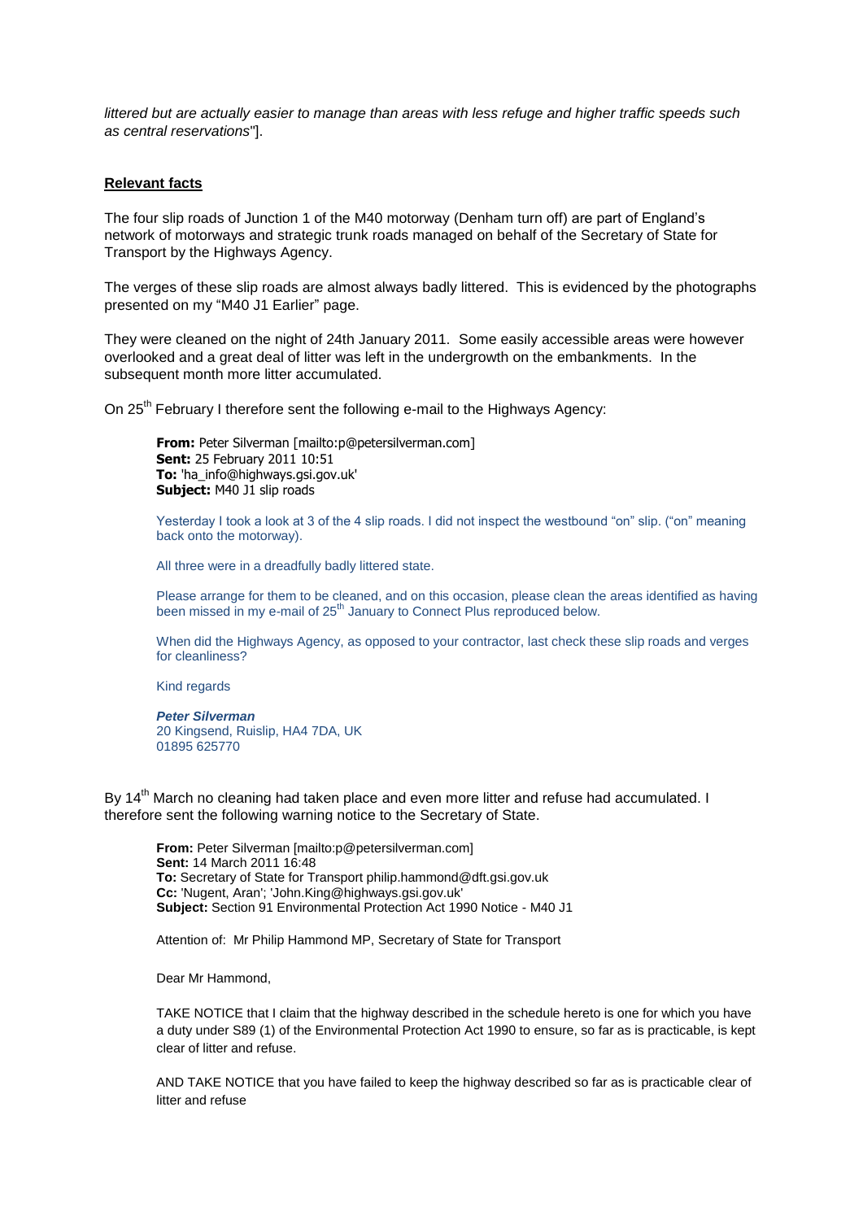*littered but are actually easier to manage than areas with less refuge and higher traffic speeds such as central reservations*"].

**Relevant facts**

The four slip roads of Junction 1 of the M40 motorway (Denham turn off) are part of England's network of motorways and strategic trunk roads managed on behalf of the Secretary of State for Transport by the Highways Agency.

The verges of these slip roads are almost always badly littered. This is evidenced by the photographs presented on my "M40 J1 Earlier" page.

They were cleaned on the night of 24th January 2011. Some easily accessible areas were however overlooked and a great deal of litter was left in the undergrowth on the embankments. In the subsequent month more litter accumulated.

On 25th February I therefore sent the following e-mail to the Highways Agency:

> **From:** Peter Silverman [mailto:p@petersilverman.com]
> **Sent:** 25 February 2011 10:51
> **To:** 'ha_info@highways.gsi.gov.uk'
> **Subject:** M40 J1 slip roads
>
> Yesterday I took a look at 3 of the 4 slip roads. I did not inspect the westbound "on" slip. ("on" meaning back onto the motorway).
>
> All three were in a dreadfully badly littered state.
>
> Please arrange for them to be cleaned, and on this occasion, please clean the areas identified as having been missed in my e-mail of 25th January to Connect Plus reproduced below.
>
> When did the Highways Agency, as opposed to your contractor, last check these slip roads and verges for cleanliness?
>
> Kind regards
>
> ***Peter Silverman***
> 20 Kingsend, Ruislip, HA4 7DA, UK
> 01895 625770

By 14th March no cleaning had taken place and even more litter and refuse had accumulated. I therefore sent the following warning notice to the Secretary of State.

> **From:** Peter Silverman [mailto:p@petersilverman.com]
> **Sent:** 14 March 2011 16:48
> **To:** Secretary of State for Transport philip.hammond@dft.gsi.gov.uk
> **Cc:** 'Nugent, Aran'; 'John.King@highways.gsi.gov.uk'
> **Subject:** Section 91 Environmental Protection Act 1990 Notice - M40 J1
>
> Attention of: Mr Philip Hammond MP, Secretary of State for Transport
>
> Dear Mr Hammond,
>
> TAKE NOTICE that I claim that the highway described in the schedule hereto is one for which you have a duty under S89 (1) of the Environmental Protection Act 1990 to ensure, so far as is practicable, is kept clear of litter and refuse.
>
> AND TAKE NOTICE that you have failed to keep the highway described so far as is practicable clear of litter and refuse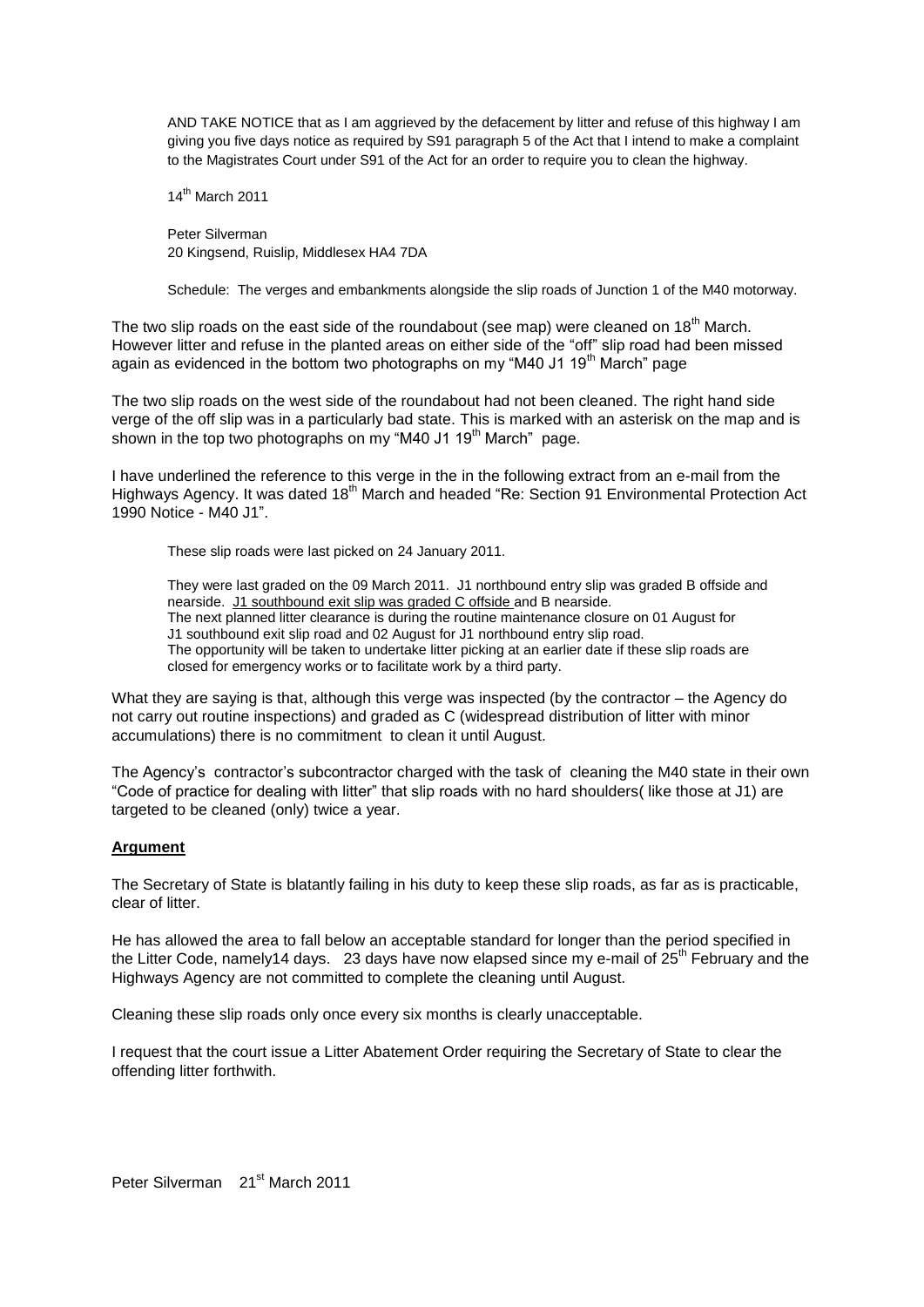> AND TAKE NOTICE that as I am aggrieved by the defacement by litter and refuse of this highway I am giving you five days notice as required by S91 paragraph 5 of the Act that I intend to make a complaint to the Magistrates Court under S91 of the Act for an order to require you to clean the highway.
>
> 14th March 2011
>
> Peter Silverman
> 20 Kingsend, Ruislip, Middlesex HA4 7DA
>
> Schedule: The verges and embankments alongside the slip roads of Junction 1 of the M40 motorway.

The two slip roads on the east side of the roundabout (see map) were cleaned on 18th March. However litter and refuse in the planted areas on either side of the "off" slip road had been missed again as evidenced in the bottom two photographs on my "M40 J1 19th March" page

The two slip roads on the west side of the roundabout had not been cleaned. The right hand side verge of the off slip was in a particularly bad state. This is marked with an asterisk on the map and is shown in the top two photographs on my "M40 J1 19th March" page.

I have underlined the reference to this verge in the in the following extract from an e-mail from the Highways Agency. It was dated 18th March and headed "Re: Section 91 Environmental Protection Act 1990 Notice - M40 J1".

> These slip roads were last picked on 24 January 2011.
>
> They were last graded on the 09 March 2011. J1 northbound entry slip was graded B offside and nearside. <u>J1 southbound exit slip was graded C offside</u> and B nearside.
> The next planned litter clearance is during the routine maintenance closure on 01 August for J1 southbound exit slip road and 02 August for J1 northbound entry slip road.
> The opportunity will be taken to undertake litter picking at an earlier date if these slip roads are closed for emergency works or to facilitate work by a third party.

What they are saying is that, although this verge was inspected (by the contractor – the Agency do not carry out routine inspections) and graded as C (widespread distribution of litter with minor accumulations) there is no commitment to clean it until August.

The Agency's contractor's subcontractor charged with the task of cleaning the M40 state in their own "Code of practice for dealing with litter" that slip roads with no hard shoulders( like those at J1) are targeted to be cleaned (only) twice a year.

**<u>Argument</u>**

The Secretary of State is blatantly failing in his duty to keep these slip roads, as far as is practicable, clear of litter.

He has allowed the area to fall below an acceptable standard for longer than the period specified in the Litter Code, namely14 days. 23 days have now elapsed since my e-mail of 25th February and the Highways Agency are not committed to complete the cleaning until August.

Cleaning these slip roads only once every six months is clearly unacceptable.

I request that the court issue a Litter Abatement Order requiring the Secretary of State to clear the offending litter forthwith.

Peter Silverman 21st March 2011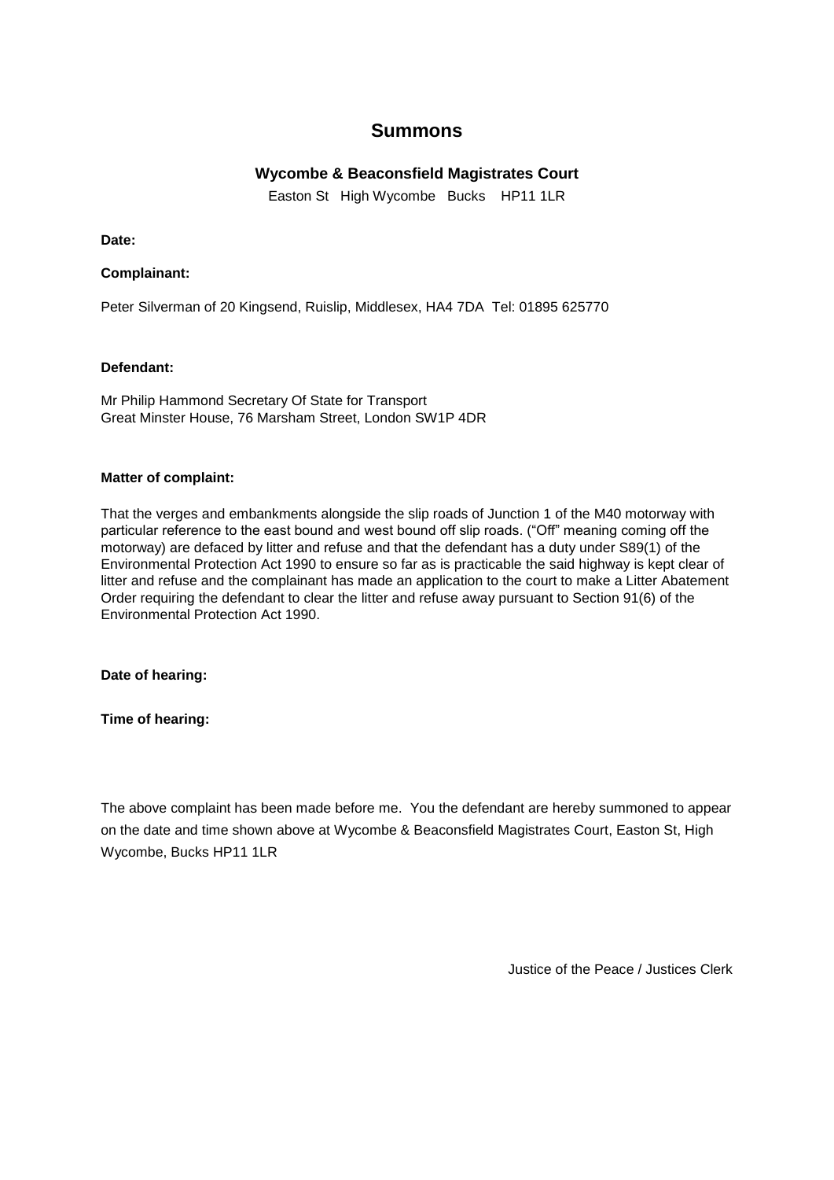# Summons

### Wycombe & Beaconsfield Magistrates Court

Easton St High Wycombe Bucks HP11 1LR

**Date:**

**Complainant:**

Peter Silverman of 20 Kingsend, Ruislip, Middlesex, HA4 7DA Tel: 01895 625770

**Defendant:**

Mr Philip Hammond Secretary Of State for Transport
Great Minster House, 76 Marsham Street, London SW1P 4DR

**Matter of complaint:**

That the verges and embankments alongside the slip roads of Junction 1 of the M40 motorway with particular reference to the east bound and west bound off slip roads. ("Off" meaning coming off the motorway) are defaced by litter and refuse and that the defendant has a duty under S89(1) of the Environmental Protection Act 1990 to ensure so far as is practicable the said highway is kept clear of litter and refuse and the complainant has made an application to the court to make a Litter Abatement Order requiring the defendant to clear the litter and refuse away pursuant to Section 91(6) of the Environmental Protection Act 1990.

**Date of hearing:**

**Time of hearing:**

The above complaint has been made before me. You the defendant are hereby summoned to appear on the date and time shown above at Wycombe & Beaconsfield Magistrates Court, Easton St, High Wycombe, Bucks HP11 1LR

Justice of the Peace / Justices Clerk